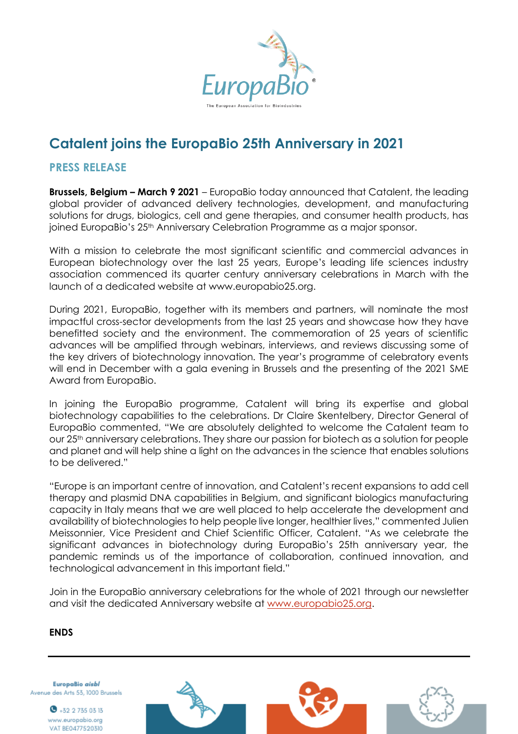# Catalent joins the EuropaBio 25th Anniversary in 2021

## PRESS RELEASE

**Brussels, Belgium – March 9 2021** – EuropaBio today announced that Catalent, the leading global provider of advanced delivery technologies, development, and manufacturing solutions for drugs, biologics, cell and gene therapies, and consumer health products, has joined EuropaBio's 25th Anniversary Celebration Programme as a major sponsor.

With a mission to celebrate the most significant scientific and commercial advances in European biotechnology over the last 25 years, Europe's leading life sciences industry association commenced its quarter century anniversary celebrations in March with the launch of a dedicated website at www.europabio25.org.

During 2021, EuropaBio, together with its members and partners, will nominate the most impactful cross-sector developments from the last 25 years and showcase how they have benefitted society and the environment. The commemoration of 25 years of scientific advances will be amplified through webinars, interviews, and reviews discussing some of the key drivers of biotechnology innovation. The year's programme of celebratory events will end in December with a gala evening in Brussels and the presenting of the 2021 SME Award from EuropaBio.

In joining the EuropaBio programme, Catalent will bring its expertise and global biotechnology capabilities to the celebrations. Dr Claire Skentelbery, Director General of EuropaBio commented, "We are absolutely delighted to welcome the Catalent team to our 25th anniversary celebrations. They share our passion for biotech as a solution for people and planet and will help shine a light on the advances in the science that enables solutions to be delivered."

"Europe is an important centre of innovation, and Catalent's recent expansions to add cell therapy and plasmid DNA capabilities in Belgium, and significant biologics manufacturing capacity in Italy means that we are well placed to help accelerate the development and availability of biotechnologies to help people live longer, healthier lives," commented Julien Meissonnier, Vice President and Chief Scientific Officer, Catalent. "As we celebrate the significant advances in biotechnology during EuropaBio's 25th anniversary year, the pandemic reminds us of the importance of collaboration, continued innovation, and technological advancement in this important field."

Join in the EuropaBio anniversary celebrations for the whole of 2021 through our newsletter and visit the dedicated Anniversary website at [www.europabio25.org](www.europabio25.org).

**ENDS**

**EuropaBio *aisbl***
Avenue des Arts 53, 1000 Brussels
+32 2 735 03 13
www.europabio.org
VAT BE0477520310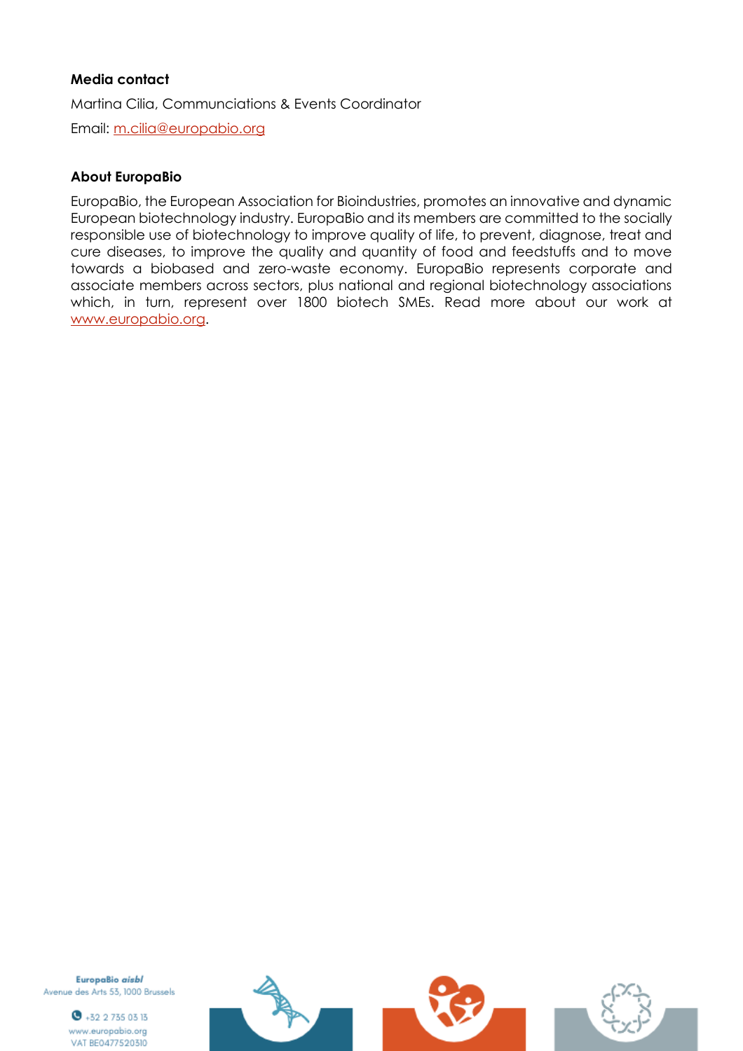**Media contact**

Martina Cilia, Communciations & Events Coordinator

Email: m.cilia@europabio.org

**About EuropaBio**

EuropaBio, the European Association for Bioindustries, promotes an innovative and dynamic European biotechnology industry. EuropaBio and its members are committed to the socially responsible use of biotechnology to improve quality of life, to prevent, diagnose, treat and cure diseases, to improve the quality and quantity of food and feedstuffs and to move towards a biobased and zero-waste economy. EuropaBio represents corporate and associate members across sectors, plus national and regional biotechnology associations which, in turn, represent over 1800 biotech SMEs. Read more about our work at www.europabio.org.

EuropaBio *aisbl*
Avenue des Arts 53, 1000 Brussels

+32 2 735 03 13
www.europabio.org
VAT BE0477520310